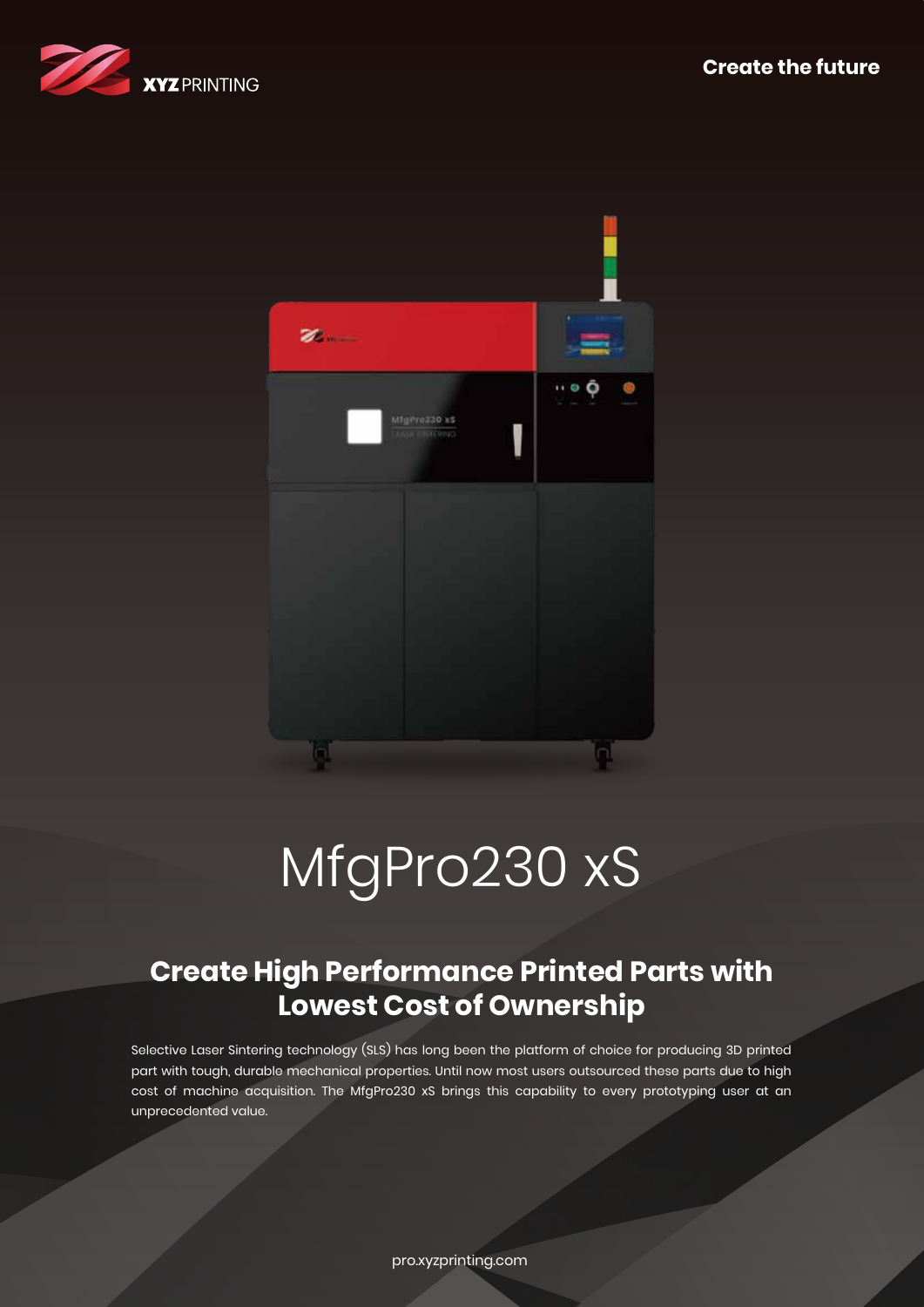XYZ PRINTING

Create the future

# MfgPro230 xS

## Create High Performance Printed Parts with Lowest Cost of Ownership

Selective Laser Sintering technology (SLS) has long been the platform of choice for producing 3D printed part with tough, durable mechanical properties. Until now most users outsourced these parts due to high cost of machine acquisition. The MfgPro230 xS brings this capability to every prototyping user at an unprecedented value.

pro.xyzprinting.com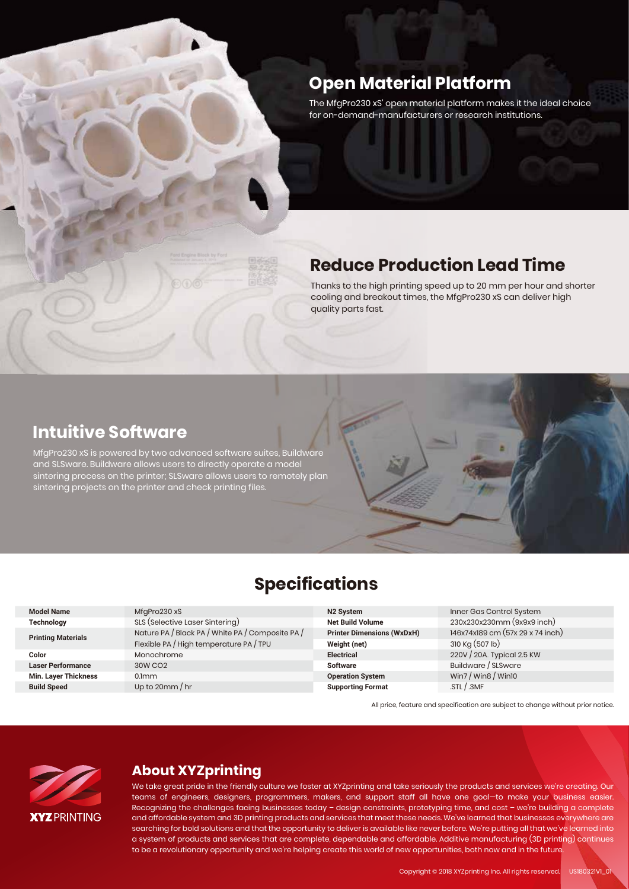## Open Material Platform

The MfgPro230 xS' open material platform makes it the ideal choice for on-demand-manufacturers or research institutions.

## Reduce Production Lead Time

Thanks to the high printing speed up to 20 mm per hour and shorter cooling and breakout times, the MfgPro230 xS can deliver high quality parts fast.

## Intuitive Software

MfgPro230 xS is powered by two advanced software suites, Buildware and SLSware. Buildware allows users to directly operate a model sintering process on the printer; SLSware allows users to remotely plan sintering projects on the printer and check printing files.

## Specifications

| | | | |
|---|---|---|---|
| **Model Name** | MfgPro230 xS | **N2 System** | Inner Gas Control System |
| **Technology** | SLS (Selective Laser Sintering) | **Net Build Volume** | 230x230x230mm (9x9x9 inch) |
| **Printing Materials** | Nature PA / Black PA / White PA / Composite PA / Flexible PA / High temperature PA / TPU | **Printer Dimensions (WxDxH)** | 146x74x189 cm (57x 29 x 74 inch) |
| | | **Weight (net)** | 310 Kg (507 lb) |
| **Color** | Monochrome | **Electrical** | 220V / 20A. Typical 2.5 KW |
| **Laser Performance** | 30W CO2 | **Software** | Buildware / SLSware |
| **Min. Layer Thickness** | 0.1mm | **Operation System** | Win7 / Win8 / Win10 |
| **Build Speed** | Up to 20mm / hr | **Supporting Format** | .STL / .3MF |

All price, feature and specification are subject to change without prior notice.

XYZPRINTING

## About XYZprinting

We take great pride in the friendly culture we foster at XYZprinting and take seriously the products and services we're creating. Our teams of engineers, designers, programmers, makers, and support staff all have one goal—to make your business easier. Recognizing the challenges facing businesses today – design constraints, prototyping time, and cost – we're building a complete and affordable system and 3D printing products and services that meet these needs. We've learned that businesses everywhere are searching for bold solutions and that the opportunity to deliver is available like never before. We're putting all that we've learned into a system of products and services that are complete, dependable and affordable. Additive manufacturing (3D printing) continues to be a revolutionary opportunity and we're helping create this world of new opportunities, both now and in the future.

Copyright © 2018 XYZprinting Inc. All rights reserved. US180321V1_01